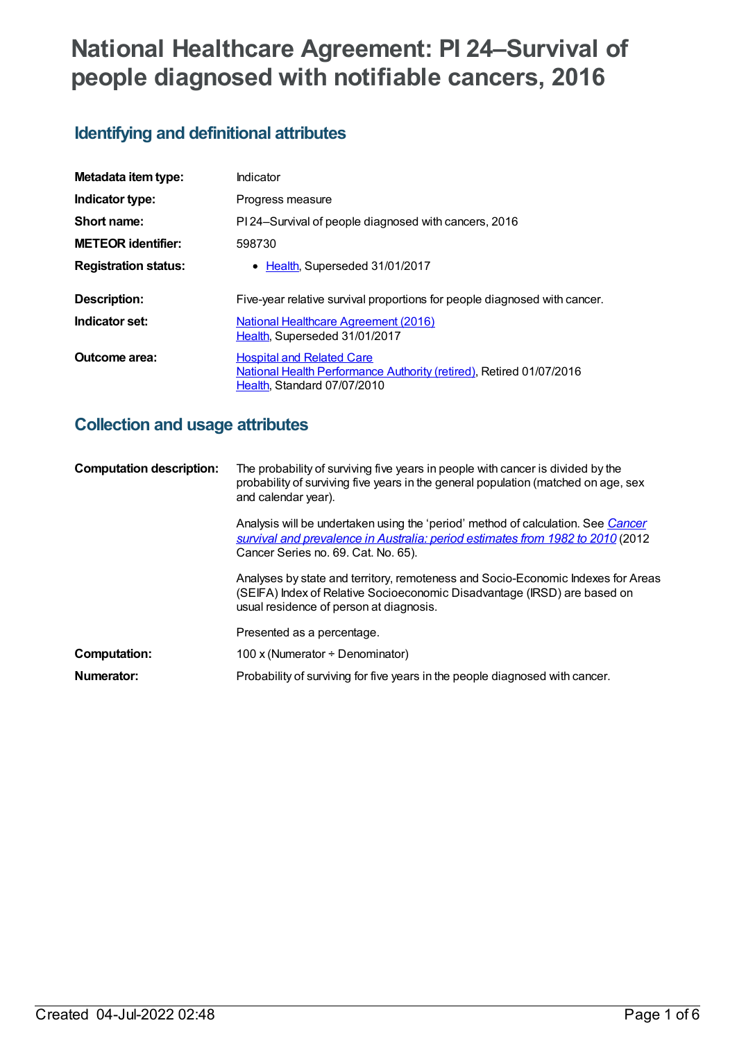# National Healthcare Agreement: PI 24–Survival of people diagnosed with notifiable cancers, 2016

## Identifying and definitional attributes

| | |
|---|---|
| **Metadata item type:** | Indicator |
| **Indicator type:** | Progress measure |
| **Short name:** | PI 24–Survival of people diagnosed with cancers, 2016 |
| **METEOR identifier:** | 598730 |
| **Registration status:** | • Health, Superseded 31/01/2017 |
| **Description:** | Five-year relative survival proportions for people diagnosed with cancer. |
| **Indicator set:** | National Healthcare Agreement (2016)<br>Health, Superseded 31/01/2017 |
| **Outcome area:** | Hospital and Related Care<br>National Health Performance Authority (retired), Retired 01/07/2016<br>Health, Standard 07/07/2010 |

## Collection and usage attributes

| | |
|---|---|
| **Computation description:** | The probability of surviving five years in people with cancer is divided by the probability of surviving five years in the general population (matched on age, sex and calendar year).<br><br>Analysis will be undertaken using the 'period' method of calculation. See *Cancer survival and prevalence in Australia: period estimates from 1982 to 2010* (2012 Cancer Series no. 69. Cat. No. 65).<br><br>Analyses by state and territory, remoteness and Socio-Economic Indexes for Areas (SEIFA) Index of Relative Socioeconomic Disadvantage (IRSD) are based on usual residence of person at diagnosis.<br><br>Presented as a percentage. |
| **Computation:** | 100 x (Numerator ÷ Denominator) |
| **Numerator:** | Probability of surviving for five years in the people diagnosed with cancer. |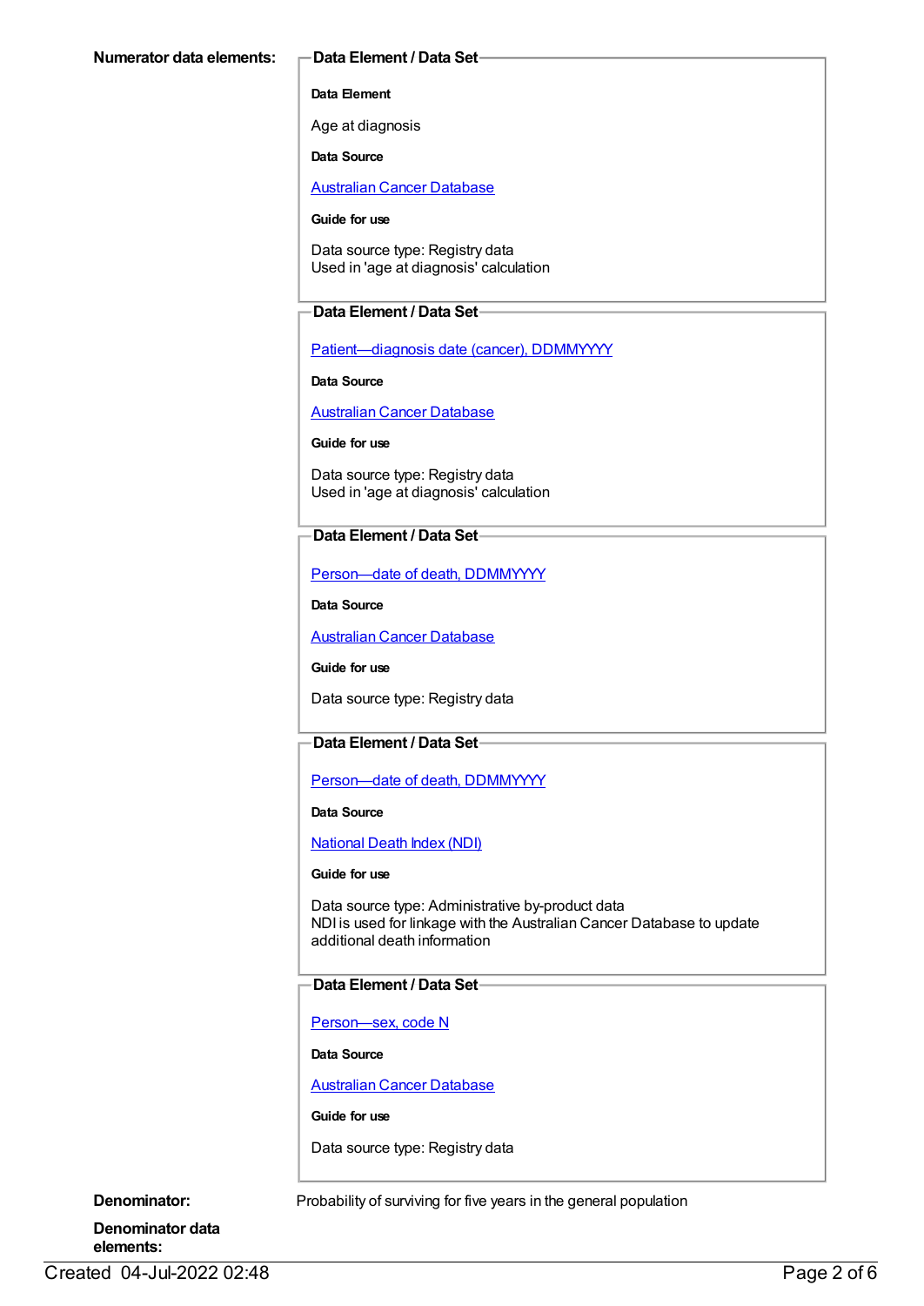**Numerator data elements:**

**Data Element / Data Set**

**Data Element**

Age at diagnosis

**Data Source**

Australian Cancer Database

**Guide for use**

Data source type: Registry data
Used in 'age at diagnosis' calculation

**Data Element / Data Set**

Patient—diagnosis date (cancer), DDMMYYYY

**Data Source**

Australian Cancer Database

**Guide for use**

Data source type: Registry data
Used in 'age at diagnosis' calculation

**Data Element / Data Set**

Person—date of death, DDMMYYYY

**Data Source**

Australian Cancer Database

**Guide for use**

Data source type: Registry data

**Data Element / Data Set**

Person—date of death, DDMMYYYY

**Data Source**

National Death Index (NDI)

**Guide for use**

Data source type: Administrative by-product data
NDI is used for linkage with the Australian Cancer Database to update additional death information

**Data Element / Data Set**

Person—sex, code N

**Data Source**

Australian Cancer Database

**Guide for use**

Data source type: Registry data

**Denominator:** Probability of surviving for five years in the general population

**Denominator data elements:**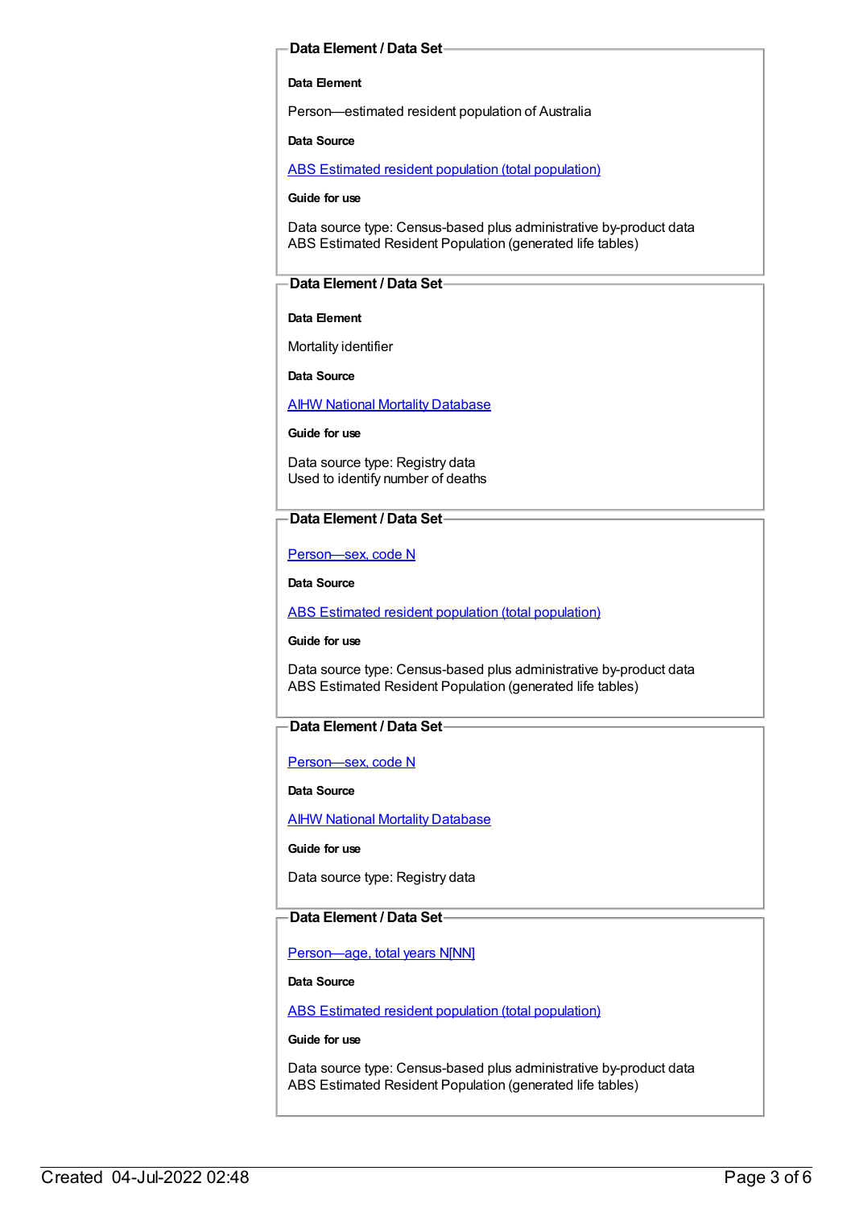### Data Element / Data Set

**Data Element**

Person—estimated resident population of Australia

**Data Source**

ABS Estimated resident population (total population)

**Guide for use**

Data source type: Census-based plus administrative by-product data
ABS Estimated Resident Population (generated life tables)

### Data Element / Data Set

**Data Element**

Mortality identifier

**Data Source**

AIHW National Mortality Database

**Guide for use**

Data source type: Registry data
Used to identify number of deaths

### Data Element / Data Set

Person—sex, code N

**Data Source**

ABS Estimated resident population (total population)

**Guide for use**

Data source type: Census-based plus administrative by-product data
ABS Estimated Resident Population (generated life tables)

### Data Element / Data Set

Person—sex, code N

**Data Source**

AIHW National Mortality Database

**Guide for use**

Data source type: Registry data

### Data Element / Data Set

Person—age, total years N[NN]

**Data Source**

ABS Estimated resident population (total population)

**Guide for use**

Data source type: Census-based plus administrative by-product data
ABS Estimated Resident Population (generated life tables)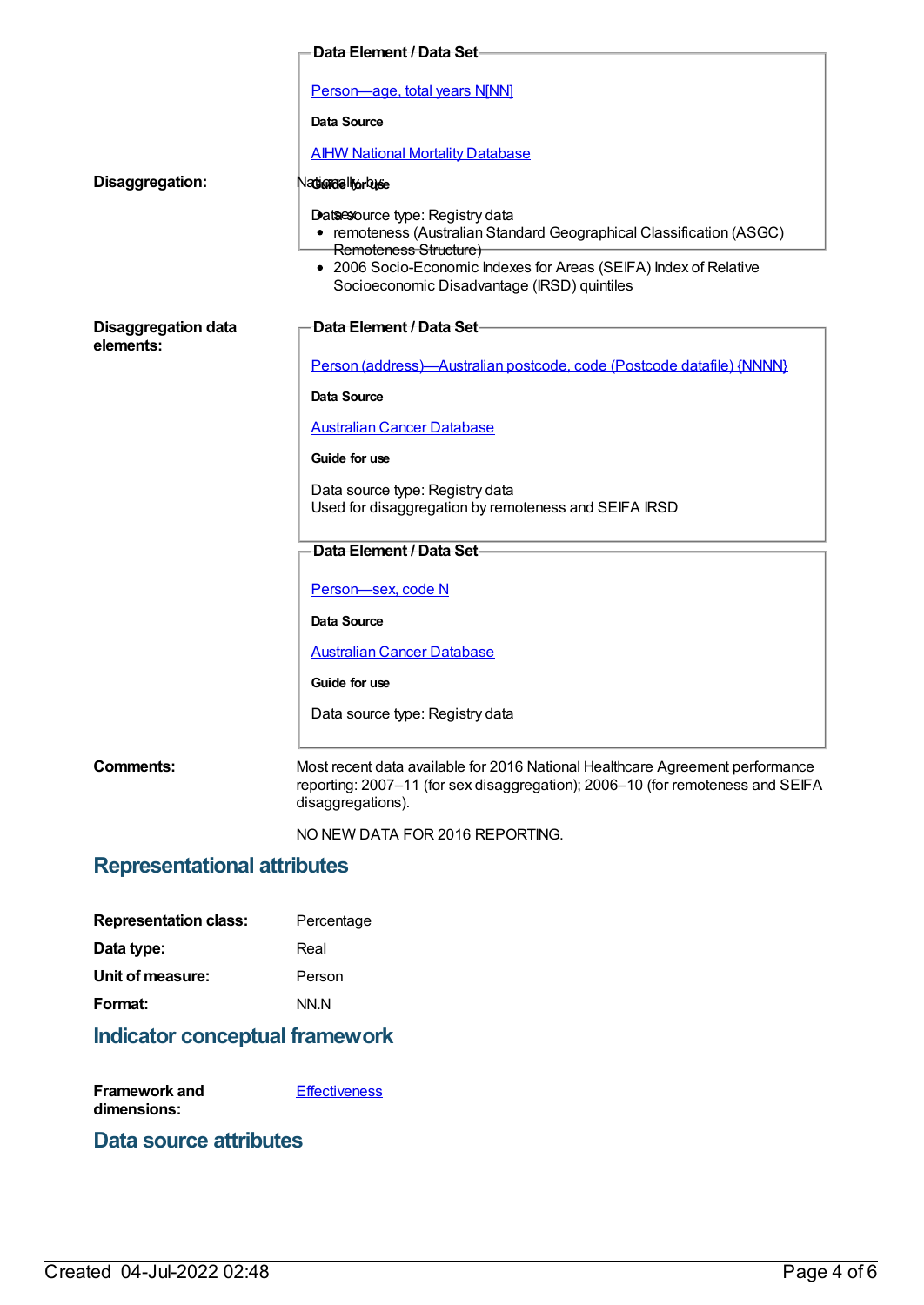**Data Element / Data Set**

[Person—age, total years N[NN]]

**Data Source**

AIHW National Mortality Database

**Guide for use**

Data source type: Registry data

**Disaggregation:**

Nationally, by:

- sex
- remoteness (Australian Standard Geographical Classification (ASGC) Remoteness Structure)
- 2006 Socio-Economic Indexes for Areas (SEIFA) Index of Relative Socioeconomic Disadvantage (IRSD) quintiles

**Disaggregation data elements:**

**Data Element / Data Set**

Person (address)—Australian postcode, code (Postcode datafile) {NNNN}

**Data Source**

Australian Cancer Database

**Guide for use**

Data source type: Registry data
Used for disaggregation by remoteness and SEIFA IRSD

**Data Element / Data Set**

Person—sex, code N

**Data Source**

Australian Cancer Database

**Guide for use**

Data source type: Registry data

**Comments:**

Most recent data available for 2016 National Healthcare Agreement performance reporting: 2007–11 (for sex disaggregation); 2006–10 (for remoteness and SEIFA disaggregations).

NO NEW DATA FOR 2016 REPORTING.

## Representational attributes

**Representation class:** Percentage

**Data type:** Real

**Unit of measure:** Person

**Format:** NN.N

## Indicator conceptual framework

**Framework and dimensions:** Effectiveness

## Data source attributes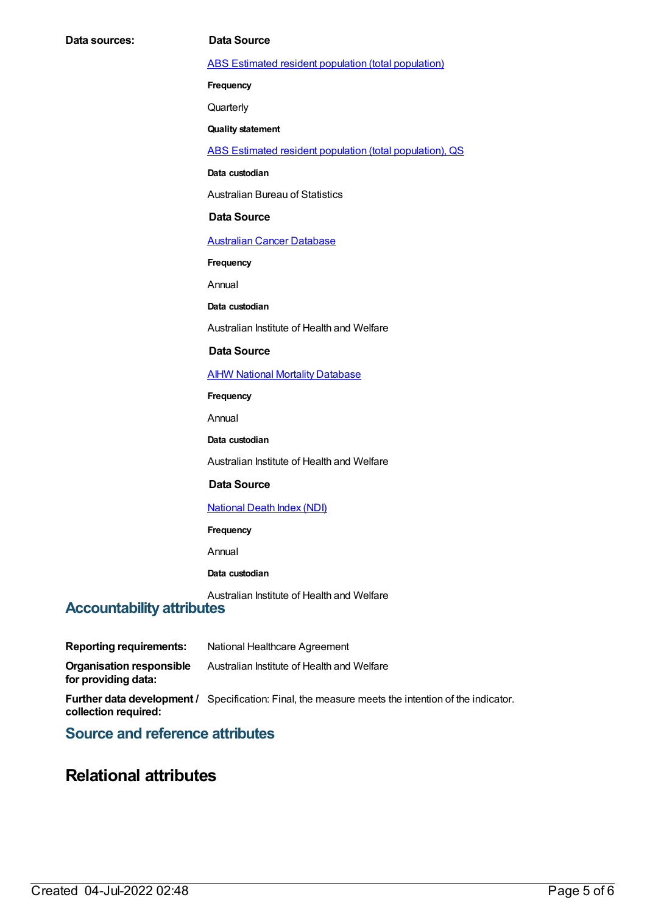**Data sources:**

**Data Source**

[ABS Estimated resident population (total population)]

**Frequency**

Quarterly

**Quality statement**

[ABS Estimated resident population (total population), QS]

**Data custodian**

Australian Bureau of Statistics

**Data Source**

[Australian Cancer Database]

**Frequency**

Annual

**Data custodian**

Australian Institute of Health and Welfare

**Data Source**

[AIHW National Mortality Database]

**Frequency**

Annual

**Data custodian**

Australian Institute of Health and Welfare

**Data Source**

[National Death Index (NDI)]

**Frequency**

Annual

**Data custodian**

Australian Institute of Health and Welfare

## Accountability attributes

**Reporting requirements:** National Healthcare Agreement

**Organisation responsible for providing data:** Australian Institute of Health and Welfare

**Further data development / collection required:** Specification: Final, the measure meets the intention of the indicator.

## Source and reference attributes

# Relational attributes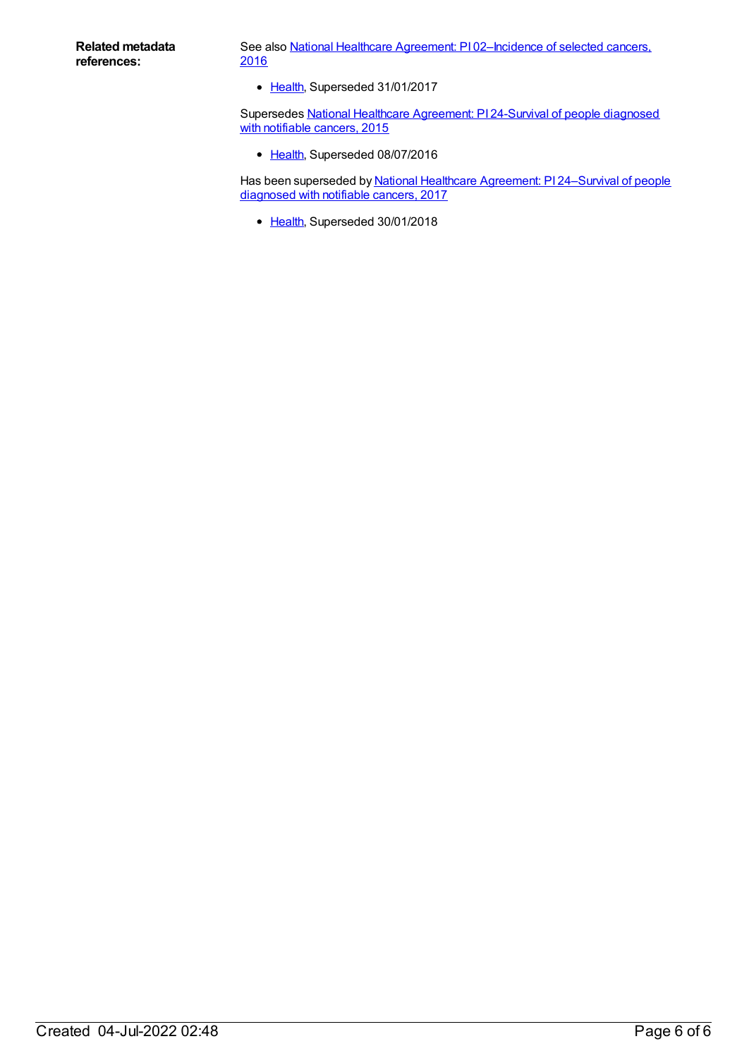**Related metadata references:**

See also National Healthcare Agreement: PI 02–Incidence of selected cancers, 2016

- Health, Superseded 31/01/2017

Supersedes National Healthcare Agreement: PI 24-Survival of people diagnosed with notifiable cancers, 2015

- Health, Superseded 08/07/2016

Has been superseded by National Healthcare Agreement: PI 24–Survival of people diagnosed with notifiable cancers, 2017

- Health, Superseded 30/01/2018